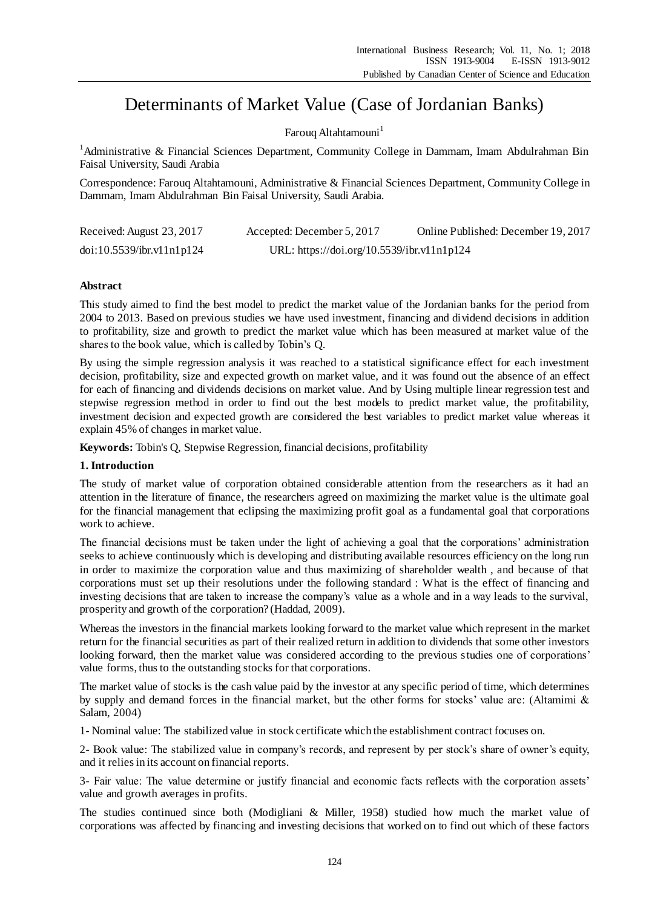# Determinants of Market Value (Case of Jordanian Banks)

Farouq Altahtamouni[1]

[1]Administrative & Financial Sciences Department, Community College in Dammam, Imam Abdulrahman Bin Faisal University, Saudi Arabia

Correspondence: Farouq Altahtamouni, Administrative & Financial Sciences Department, Community College in Dammam, Imam Abdulrahman Bin Faisal University, Saudi Arabia.

Received: August 23, 2017    Accepted: December 5, 2017    Online Published: December 19, 2017

doi:10.5539/ibr.v11n1p124    URL: https://doi.org/10.5539/ibr.v11n1p124

**Abstract**

This study aimed to find the best model to predict the market value of the Jordanian banks for the period from 2004 to 2013. Based on previous studies we have used investment, financing and dividend decisions in addition to profitability, size and growth to predict the market value which has been measured at market value of the shares to the book value, which is called by Tobin's Q.

By using the simple regression analysis it was reached to a statistical significance effect for each investment decision, profitability, size and expected growth on market value, and it was found out the absence of an effect for each of financing and dividends decisions on market value. And by Using multiple linear regression test and stepwise regression method in order to find out the best models to predict market value, the profitability, investment decision and expected growth are considered the best variables to predict market value whereas it explain 45% of changes in market value.

**Keywords:** Tobin's Q, Stepwise Regression, financial decisions, profitability

## 1. Introduction

The study of market value of corporation obtained considerable attention from the researchers as it had an attention in the literature of finance, the researchers agreed on maximizing the market value is the ultimate goal for the financial management that eclipsing the maximizing profit goal as a fundamental goal that corporations work to achieve.

The financial decisions must be taken under the light of achieving a goal that the corporations' administration seeks to achieve continuously which is developing and distributing available resources efficiency on the long run in order to maximize the corporation value and thus maximizing of shareholder wealth , and because of that corporations must set up their resolutions under the following standard : What is the effect of financing and investing decisions that are taken to increase the company's value as a whole and in a way leads to the survival, prosperity and growth of the corporation? (Haddad, 2009).

Whereas the investors in the financial markets looking forward to the market value which represent in the market return for the financial securities as part of their realized return in addition to dividends that some other investors looking forward, then the market value was considered according to the previous studies one of corporations' value forms, thus to the outstanding stocks for that corporations.

The market value of stocks is the cash value paid by the investor at any specific period of time, which determines by supply and demand forces in the financial market, but the other forms for stocks' value are: (Altamimi & Salam, 2004)

1- Nominal value: The stabilized value in stock certificate which the establishment contract focuses on.

2- Book value: The stabilized value in company's records, and represent by per stock's share of owner's equity, and it relies in its account on financial reports.

3- Fair value: The value determine or justify financial and economic facts reflects with the corporation assets' value and growth averages in profits.

The studies continued since both (Modigliani & Miller, 1958) studied how much the market value of corporations was affected by financing and investing decisions that worked on to find out which of these factors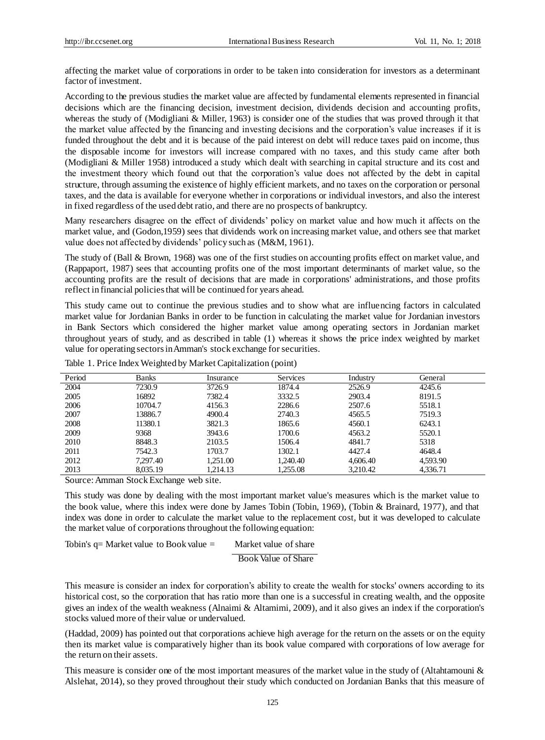affecting the market value of corporations in order to be taken into consideration for investors as a determinant factor of investment.

According to the previous studies the market value are affected by fundamental elements represented in financial decisions which are the financing decision, investment decision, dividends decision and accounting profits, whereas the study of (Modigliani & Miller, 1963) is consider one of the studies that was proved through it that the market value affected by the financing and investing decisions and the corporation's value increases if it is funded throughout the debt and it is because of the paid interest on debt will reduce taxes paid on income, thus the disposable income for investors will increase compared with no taxes, and this study came after both (Modigliani & Miller 1958) introduced a study which dealt with searching in capital structure and its cost and the investment theory which found out that the corporation's value does not affected by the debt in capital structure, through assuming the existence of highly efficient markets, and no taxes on the corporation or personal taxes, and the data is available for everyone whether in corporations or individual investors, and also the interest in fixed regardless of the used debt ratio, and there are no prospects of bankruptcy.

Many researchers disagree on the effect of dividends' policy on market value and how much it affects on the market value, and (Godon,1959) sees that dividends work on increasing market value, and others see that market value does not affected by dividends' policy such as (M&M, 1961).

The study of (Ball & Brown, 1968) was one of the first studies on accounting profits effect on market value, and (Rappaport, 1987) sees that accounting profits one of the most important determinants of market value, so the accounting profits are the result of decisions that are made in corporations' administrations, and those profits reflect in financial policies that will be continued for years ahead.

This study came out to continue the previous studies and to show what are influencing factors in calculated market value for Jordanian Banks in order to be function in calculating the market value for Jordanian investors in Bank Sectors which considered the higher market value among operating sectors in Jordanian market throughout years of study, and as described in table (1) whereas it shows the price index weighted by market value for operating sectors in Amman's stock exchange for securities.

Table 1. Price Index Weighted by Market Capitalization (point)

| Period | Banks | Insurance | Services | Industry | General |
|---|---|---|---|---|---|
| 2004 | 7230.9 | 3726.9 | 1874.4 | 2526.9 | 4245.6 |
| 2005 | 16892 | 7382.4 | 3332.5 | 2903.4 | 8191.5 |
| 2006 | 10704.7 | 4156.3 | 2286.6 | 2507.6 | 5518.1 |
| 2007 | 13886.7 | 4900.4 | 2740.3 | 4565.5 | 7519.3 |
| 2008 | 11380.1 | 3821.3 | 1865.6 | 4560.1 | 6243.1 |
| 2009 | 9368 | 3943.6 | 1700.6 | 4563.2 | 5520.1 |
| 2010 | 8848.3 | 2103.5 | 1506.4 | 4841.7 | 5318 |
| 2011 | 7542.3 | 1703.7 | 1302.1 | 4427.4 | 4648.4 |
| 2012 | 7,297.40 | 1,251.00 | 1,240.40 | 4,606.40 | 4,593.90 |
| 2013 | 8,035.19 | 1,214.13 | 1,255.08 | 3,210.42 | 4,336.71 |

Source: Amman Stock Exchange web site.

This study was done by dealing with the most important market value's measures which is the market value to the book value, where this index were done by James Tobin (Tobin, 1969), (Tobin & Brainard, 1977), and that index was done in order to calculate the market value to the replacement cost, but it was developed to calculate the market value of corporations throughout the following equation:

$$\text{Tobin's q} = \text{Market value to Book value} = \frac{\text{Market value of share}}{\text{Book Value of Share}}$$

This measure is consider an index for corporation's ability to create the wealth for stocks' owners according to its historical cost, so the corporation that has ratio more than one is a successful in creating wealth, and the opposite gives an index of the wealth weakness (Alnaimi & Altamimi, 2009), and it also gives an index if the corporation's stocks valued more of their value or undervalued.

(Haddad, 2009) has pointed out that corporations achieve high average for the return on the assets or on the equity then its market value is comparatively higher than its book value compared with corporations of low average for the return on their assets.

This measure is consider one of the most important measures of the market value in the study of (Altahtamouni & Alslehat, 2014), so they proved throughout their study which conducted on Jordanian Banks that this measure of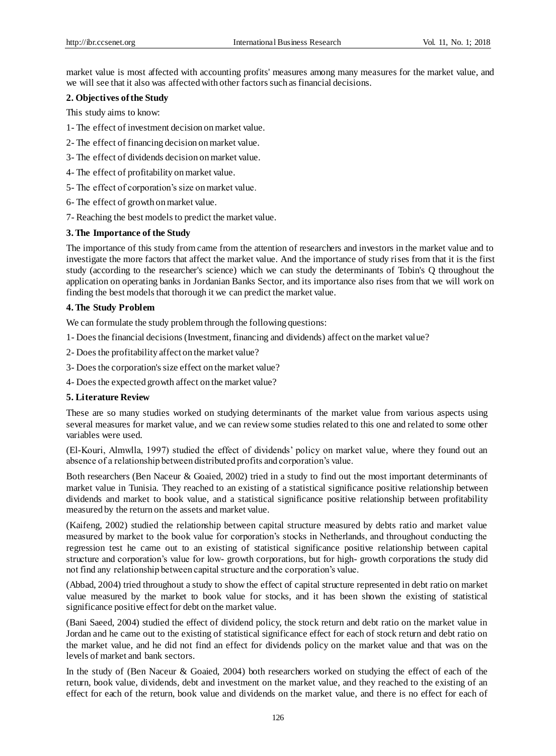market value is most affected with accounting profits' measures among many measures for the market value, and we will see that it also was affected with other factors such as financial decisions.

## 2. Objectives of the Study

This study aims to know:

1- The effect of investment decision on market value.

2- The effect of financing decision on market value.

3- The effect of dividends decision on market value.

4- The effect of profitability on market value.

5- The effect of corporation's size on market value.

6- The effect of growth on market value.

7- Reaching the best models to predict the market value.

## 3. The Importance of the Study

The importance of this study from came from the attention of researchers and investors in the market value and to investigate the more factors that affect the market value. And the importance of study rises from that it is the first study (according to the researcher's science) which we can study the determinants of Tobin's Q throughout the application on operating banks in Jordanian Banks Sector, and its importance also rises from that we will work on finding the best models that thorough it we can predict the market value.

## 4. The Study Problem

We can formulate the study problem through the following questions:

1- Does the financial decisions (Investment, financing and dividends) affect on the market value?

2- Does the profitability affect on the market value?

3- Does the corporation's size effect on the market value?

4- Does the expected growth affect on the market value?

## 5. Literature Review

These are so many studies worked on studying determinants of the market value from various aspects using several measures for market value, and we can review some studies related to this one and related to some other variables were used.

(El-Kouri, Almwlla, 1997) studied the effect of dividends' policy on market value, where they found out an absence of a relationship between distributed profits and corporation's value.

Both researchers (Ben Naceur & Goaied, 2002) tried in a study to find out the most important determinants of market value in Tunisia. They reached to an existing of a statistical significance positive relationship between dividends and market to book value, and a statistical significance positive relationship between profitability measured by the return on the assets and market value.

(Kaifeng, 2002) studied the relationship between capital structure measured by debts ratio and market value measured by market to the book value for corporation's stocks in Netherlands, and throughout conducting the regression test he came out to an existing of statistical significance positive relationship between capital structure and corporation's value for low- growth corporations, but for high- growth corporations the study did not find any relationship between capital structure and the corporation's value.

(Abbad, 2004) tried throughout a study to show the effect of capital structure represented in debt ratio on market value measured by the market to book value for stocks, and it has been shown the existing of statistical significance positive effect for debt on the market value.

(Bani Saeed, 2004) studied the effect of dividend policy, the stock return and debt ratio on the market value in Jordan and he came out to the existing of statistical significance effect for each of stock return and debt ratio on the market value, and he did not find an effect for dividends policy on the market value and that was on the levels of market and bank sectors.

In the study of (Ben Naceur & Goaied, 2004) both researchers worked on studying the effect of each of the return, book value, dividends, debt and investment on the market value, and they reached to the existing of an effect for each of the return, book value and dividends on the market value, and there is no effect for each of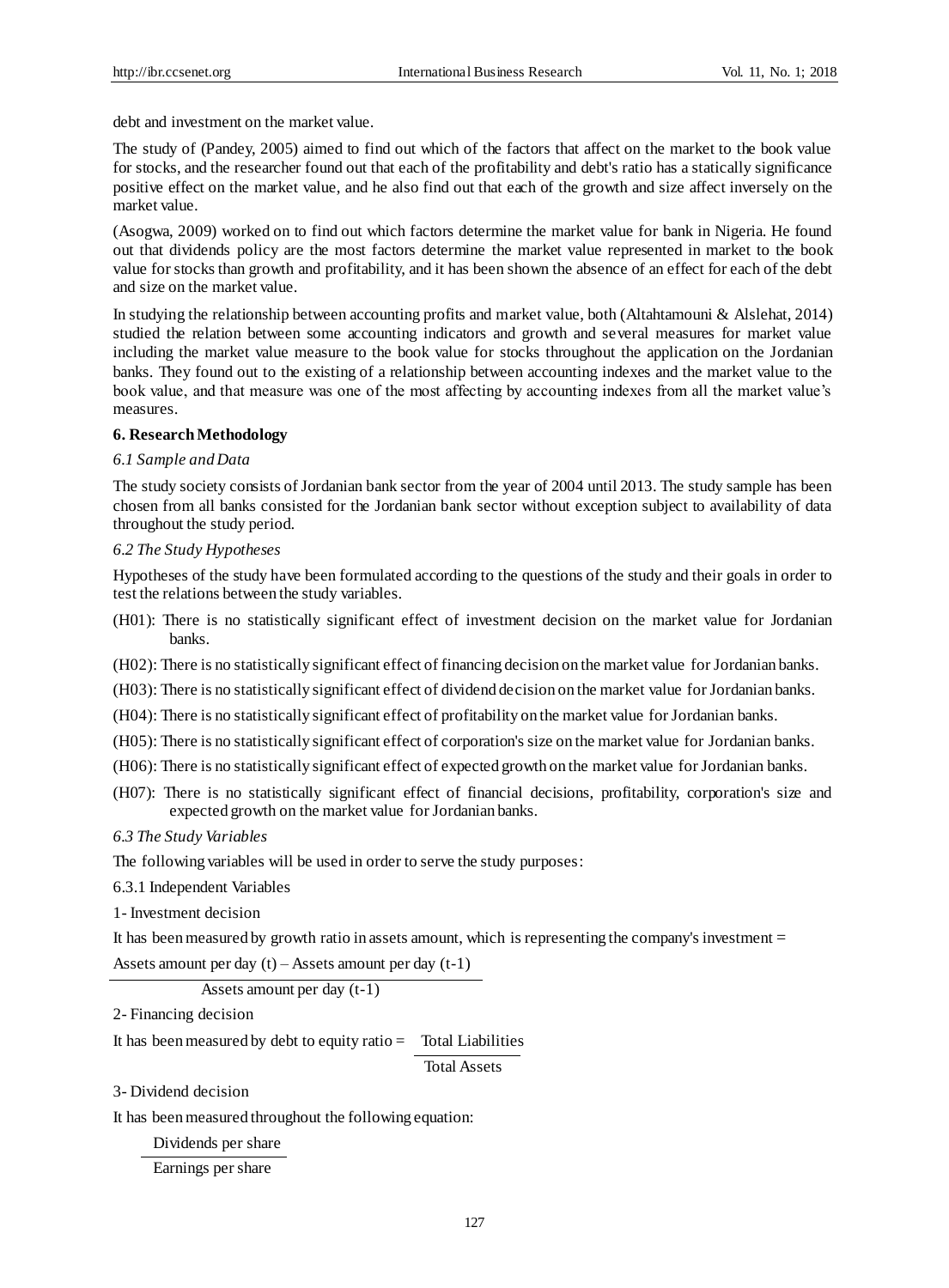debt and investment on the market value.

The study of (Pandey, 2005) aimed to find out which of the factors that affect on the market to the book value for stocks, and the researcher found out that each of the profitability and debt's ratio has a statically significance positive effect on the market value, and he also find out that each of the growth and size affect inversely on the market value.

(Asogwa, 2009) worked on to find out which factors determine the market value for bank in Nigeria. He found out that dividends policy are the most factors determine the market value represented in market to the book value for stocks than growth and profitability, and it has been shown the absence of an effect for each of the debt and size on the market value.

In studying the relationship between accounting profits and market value, both (Altahtamouni & Alslehat, 2014) studied the relation between some accounting indicators and growth and several measures for market value including the market value measure to the book value for stocks throughout the application on the Jordanian banks. They found out to the existing of a relationship between accounting indexes and the market value to the book value, and that measure was one of the most affecting by accounting indexes from all the market value's measures.

## 6. Research Methodology

### *6.1 Sample and Data*

The study society consists of Jordanian bank sector from the year of 2004 until 2013. The study sample has been chosen from all banks consisted for the Jordanian bank sector without exception subject to availability of data throughout the study period.

### *6.2 The Study Hypotheses*

Hypotheses of the study have been formulated according to the questions of the study and their goals in order to test the relations between the study variables.

(H01): There is no statistically significant effect of investment decision on the market value for Jordanian banks.

(H02): There is no statistically significant effect of financing decision on the market value for Jordanian banks.

(H03): There is no statistically significant effect of dividend decision on the market value for Jordanian banks.

(H04): There is no statistically significant effect of profitability on the market value for Jordanian banks.

(H05): There is no statistically significant effect of corporation's size on the market value for Jordanian banks.

(H06): There is no statistically significant effect of expected growth on the market value for Jordanian banks.

(H07): There is no statistically significant effect of financial decisions, profitability, corporation's size and expected growth on the market value for Jordanian banks.

### *6.3 The Study Variables*

The following variables will be used in order to serve the study purposes:

6.3.1 Independent Variables

1- Investment decision

It has been measured by growth ratio in assets amount, which is representing the company's investment =

$$\frac{\text{Assets amount per day } (t) - \text{Assets amount per day } (t-1)}{\text{Assets amount per day } (t-1)}$$

2- Financing decision

It has been measured by debt to equity ratio = $\frac{\text{Total Liabilities}}{\text{Total Assets}}$

3- Dividend decision

It has been measured throughout the following equation:

$$\frac{\text{Dividends per share}}{\text{Earnings per share}}$$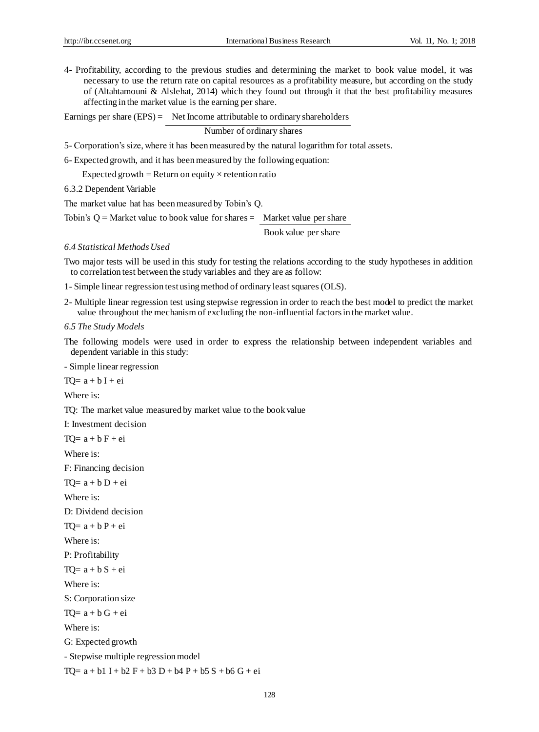4- Profitability, according to the previous studies and determining the market to book value model, it was necessary to use the return rate on capital resources as a profitability measure, but according on the study of (Altahtamouni & Alslehat, 2014) which they found out through it that the best profitability measures affecting in the market value is the earning per share.

$$\text{Earnings per share (EPS)} = \frac{\text{Net Income attributable to ordinary shareholders}}{\text{Number of ordinary shares}}$$

5- Corporation's size, where it has been measured by the natural logarithm for total assets.

6- Expected growth, and it has been measured by the following equation:

Expected growth = Return on equity × retention ratio

6.3.2 Dependent Variable

The market value hat has been measured by Tobin's Q.

$$\text{Tobin's Q} = \text{Market value to book value for shares} = \frac{\text{Market value per share}}{\text{Book value per share}}$$

### *6.4 Statistical Methods Used*

Two major tests will be used in this study for testing the relations according to the study hypotheses in addition to correlation test between the study variables and they are as follow:

1- Simple linear regression test using method of ordinary least squares (OLS).

2- Multiple linear regression test using stepwise regression in order to reach the best model to predict the market value throughout the mechanism of excluding the non-influential factors in the market value.

### *6.5 The Study Models*

The following models were used in order to express the relationship between independent variables and dependent variable in this study:

- Simple linear regression

$TQ = a + b\,I + ei$

Where is:

TQ: The market value measured by market value to the book value

I: Investment decision

$TQ = a + b\,F + ei$

Where is:

F: Financing decision

$TQ = a + b\,D + ei$

Where is:

D: Dividend decision

$TQ = a + b\,P + ei$

Where is:

P: Profitability

$TQ = a + b\,S + ei$

Where is:

S: Corporation size

$TQ = a + b\,G + ei$

Where is:

G: Expected growth

- Stepwise multiple regression model

$TQ = a + b1\,I + b2\,F + b3\,D + b4\,P + b5\,S + b6\,G + ei$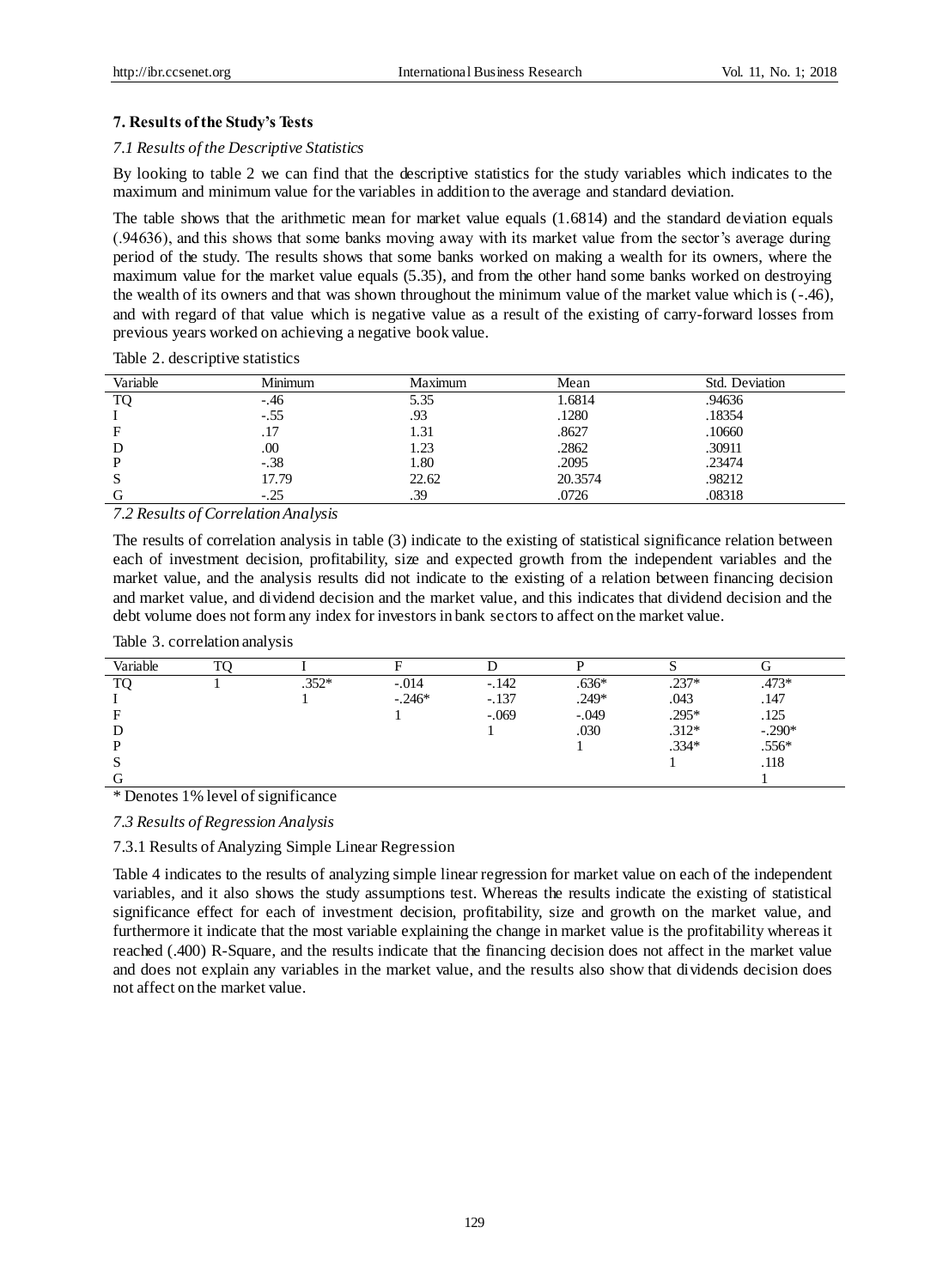## 7. Results of the Study's Tests

### *7.1 Results of the Descriptive Statistics*

By looking to table 2 we can find that the descriptive statistics for the study variables which indicates to the maximum and minimum value for the variables in addition to the average and standard deviation.

The table shows that the arithmetic mean for market value equals (1.6814) and the standard deviation equals (.94636), and this shows that some banks moving away with its market value from the sector's average during period of the study. The results shows that some banks worked on making a wealth for its owners, where the maximum value for the market value equals (5.35), and from the other hand some banks worked on destroying the wealth of its owners and that was shown throughout the minimum value of the market value which is (-.46), and with regard of that value which is negative value as a result of the existing of carry-forward losses from previous years worked on achieving a negative book value.

Table 2. descriptive statistics

| Variable | Minimum | Maximum | Mean | Std. Deviation |
|---|---|---|---|---|
| TQ | -.46 | 5.35 | 1.6814 | .94636 |
| I | -.55 | .93 | .1280 | .18354 |
| F | .17 | 1.31 | .8627 | .10660 |
| D | .00 | 1.23 | .2862 | .30911 |
| P | -.38 | 1.80 | .2095 | .23474 |
| S | 17.79 | 22.62 | 20.3574 | .98212 |
| G | -.25 | .39 | .0726 | .08318 |

### *7.2 Results of Correlation Analysis*

The results of correlation analysis in table (3) indicate to the existing of statistical significance relation between each of investment decision, profitability, size and expected growth from the independent variables and the market value, and the analysis results did not indicate to the existing of a relation between financing decision and market value, and dividend decision and the market value, and this indicates that dividend decision and the debt volume does not form any index for investors in bank sectors to affect on the market value.

Table 3. correlation analysis

| Variable | TQ | I | F | D | P | S | G |
|---|---|---|---|---|---|---|---|
| TQ | 1 | .352* | -.014 | -.142 | .636* | .237* | .473* |
| I | | 1 | -.246* | -.137 | .249* | .043 | .147 |
| F | | | 1 | -.069 | -.049 | .295* | .125 |
| D | | | | 1 | .030 | .312* | -.290* |
| P | | | | | 1 | .334* | .556* |
| S | | | | | | 1 | .118 |
| G | | | | | | | 1 |

\* Denotes 1% level of significance

### *7.3 Results of Regression Analysis*

#### 7.3.1 Results of Analyzing Simple Linear Regression

Table 4 indicates to the results of analyzing simple linear regression for market value on each of the independent variables, and it also shows the study assumptions test. Whereas the results indicate the existing of statistical significance effect for each of investment decision, profitability, size and growth on the market value, and furthermore it indicate that the most variable explaining the change in market value is the profitability whereas it reached (.400) R-Square, and the results indicate that the financing decision does not affect in the market value and does not explain any variables in the market value, and the results also show that dividends decision does not affect on the market value.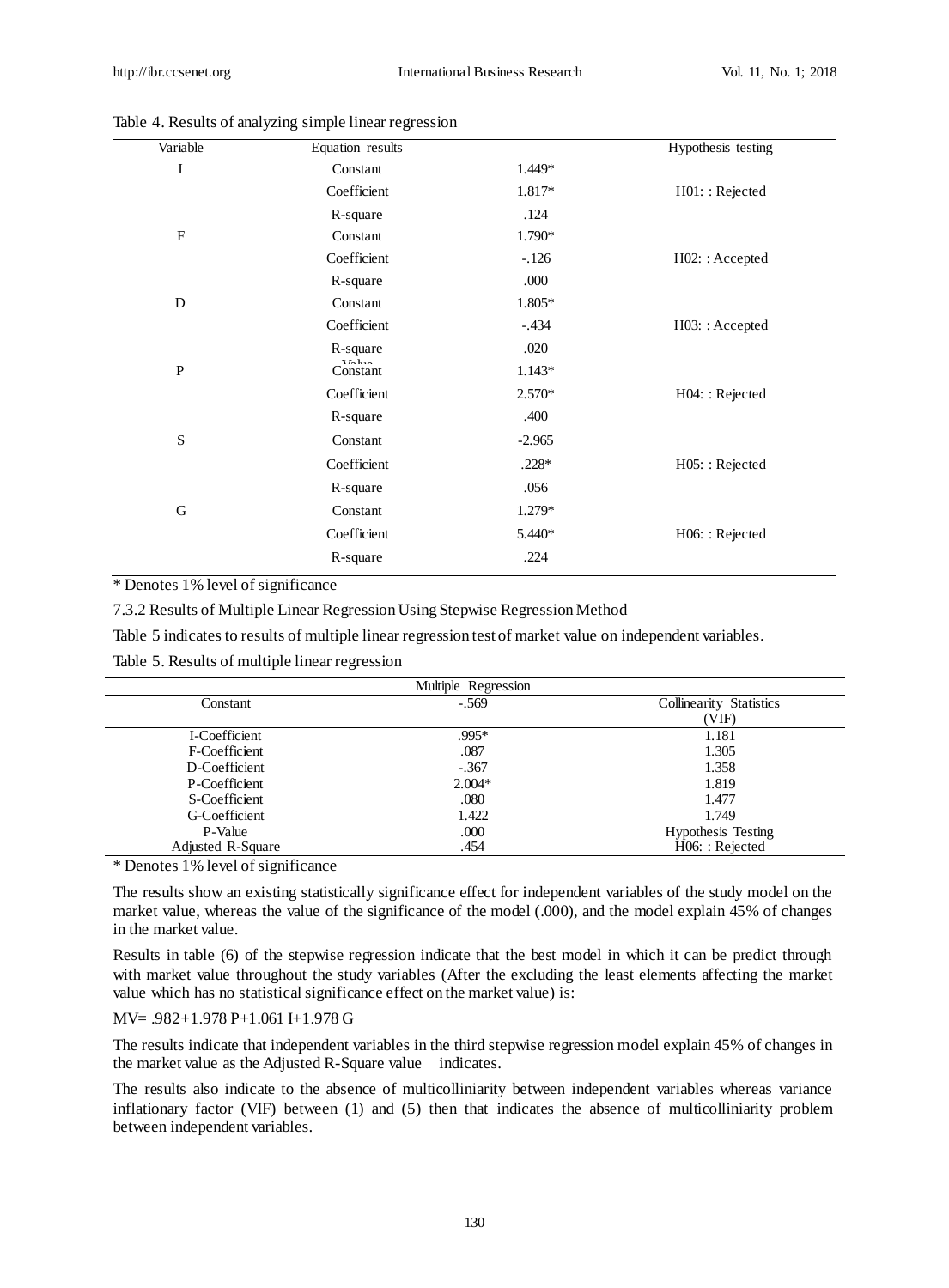Table 4. Results of analyzing simple linear regression

| Variable | Equation results | | Hypothesis testing |
|---|---|---|---|
| I | Constant | 1.449* | |
| | Coefficient | 1.817* | H01: : Rejected |
| | R-square | .124 | |
| F | Constant | 1.790* | |
| | Coefficient | -.126 | H02: : Accepted |
| | R-square | .000 | |
| D | Constant | 1.805* | |
| | Coefficient | -.434 | H03: : Accepted |
| | R-square | .020 | |
| P | Constant | 1.143* | |
| | Coefficient | 2.570* | H04: : Rejected |
| | R-square | .400 | |
| S | Constant | -2.965 | |
| | Coefficient | .228* | H05: : Rejected |
| | R-square | .056 | |
| G | Constant | 1.279* | |
| | Coefficient | 5.440* | H06: : Rejected |
| | R-square | .224 | |

* Denotes 1% level of significance

7.3.2 Results of Multiple Linear Regression Using Stepwise Regression Method

Table 5 indicates to results of multiple linear regression test of market value on independent variables.

Table 5. Results of multiple linear regression

| Multiple Regression | | |
|---|---|---|
| Constant | -.569 | Collinearity Statistics (VIF) |
| I-Coefficient | .995* | 1.181 |
| F-Coefficient | .087 | 1.305 |
| D-Coefficient | -.367 | 1.358 |
| P-Coefficient | 2.004* | 1.819 |
| S-Coefficient | .080 | 1.477 |
| G-Coefficient | 1.422 | 1.749 |
| P-Value | .000 | Hypothesis Testing |
| Adjusted R-Square | .454 | H06: : Rejected |

* Denotes 1% level of significance

The results show an existing statistically significance effect for independent variables of the study model on the market value, whereas the value of the significance of the model (.000), and the model explain 45% of changes in the market value.

Results in table (6) of the stepwise regression indicate that the best model in which it can be predict through with market value throughout the study variables (After the excluding the least elements affecting the market value which has no statistical significance effect on the market value) is:

MV= .982+1.978 P+1.061 I+1.978 G

The results indicate that independent variables in the third stepwise regression model explain 45% of changes in the market value as the Adjusted R-Square value indicates.

The results also indicate to the absence of multicolliniarity between independent variables whereas variance inflationary factor (VIF) between (1) and (5) then that indicates the absence of multicolliniarity problem between independent variables.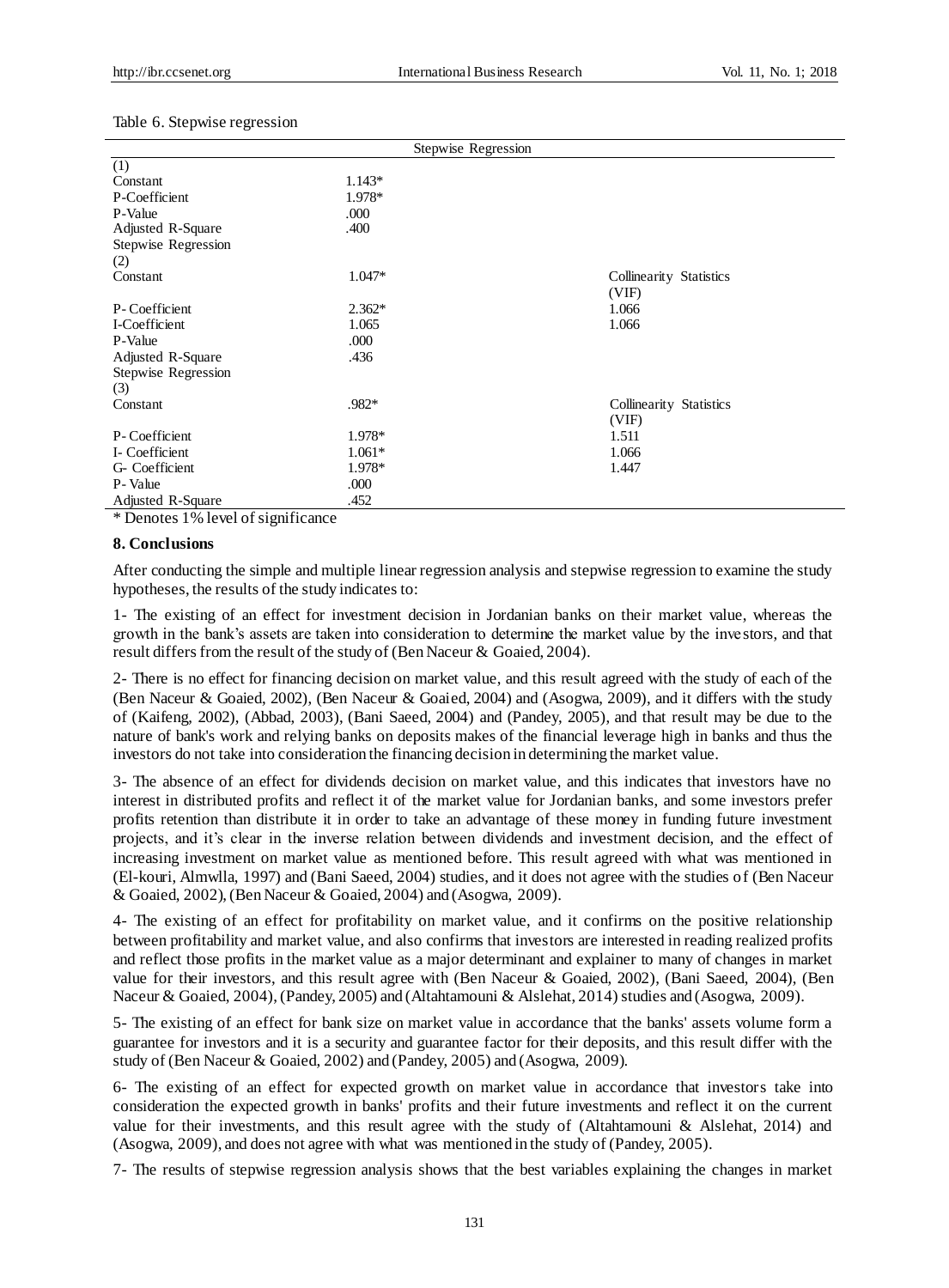Table 6. Stepwise regression

| Stepwise Regression | | |
|---|---|---|
| (1) | | |
| Constant | 1.143* | |
| P-Coefficient | 1.978* | |
| P-Value | .000 | |
| Adjusted R-Square | .400 | |
| Stepwise Regression (2) | | |
| Constant | 1.047* | Collinearity Statistics (VIF) |
| P- Coefficient | 2.362* | 1.066 |
| I-Coefficient | 1.065 | 1.066 |
| P-Value | .000 | |
| Adjusted R-Square | .436 | |
| Stepwise Regression (3) | | |
| Constant | .982* | Collinearity Statistics (VIF) |
| P- Coefficient | 1.978* | 1.511 |
| I- Coefficient | 1.061* | 1.066 |
| G- Coefficient | 1.978* | 1.447 |
| P- Value | .000 | |
| Adjusted R-Square | .452 | |

* Denotes 1% level of significance

## 8. Conclusions

After conducting the simple and multiple linear regression analysis and stepwise regression to examine the study hypotheses, the results of the study indicates to:

1- The existing of an effect for investment decision in Jordanian banks on their market value, whereas the growth in the bank's assets are taken into consideration to determine the market value by the investors, and that result differs from the result of the study of (Ben Naceur & Goaied, 2004).

2- There is no effect for financing decision on market value, and this result agreed with the study of each of the (Ben Naceur & Goaied, 2002), (Ben Naceur & Goaied, 2004) and (Asogwa, 2009), and it differs with the study of (Kaifeng, 2002), (Abbad, 2003), (Bani Saeed, 2004) and (Pandey, 2005), and that result may be due to the nature of bank's work and relying banks on deposits makes of the financial leverage high in banks and thus the investors do not take into consideration the financing decision in determining the market value.

3- The absence of an effect for dividends decision on market value, and this indicates that investors have no interest in distributed profits and reflect it of the market value for Jordanian banks, and some investors prefer profits retention than distribute it in order to take an advantage of these money in funding future investment projects, and it's clear in the inverse relation between dividends and investment decision, and the effect of increasing investment on market value as mentioned before. This result agreed with what was mentioned in (El-kouri, Almwlla, 1997) and (Bani Saeed, 2004) studies, and it does not agree with the studies of (Ben Naceur & Goaied, 2002), (Ben Naceur & Goaied, 2004) and (Asogwa, 2009).

4- The existing of an effect for profitability on market value, and it confirms on the positive relationship between profitability and market value, and also confirms that investors are interested in reading realized profits and reflect those profits in the market value as a major determinant and explainer to many of changes in market value for their investors, and this result agree with (Ben Naceur & Goaied, 2002), (Bani Saeed, 2004), (Ben Naceur & Goaied, 2004), (Pandey, 2005) and (Altahtamouni & Alslehat, 2014) studies and (Asogwa, 2009).

5- The existing of an effect for bank size on market value in accordance that the banks' assets volume form a guarantee for investors and it is a security and guarantee factor for their deposits, and this result differ with the study of (Ben Naceur & Goaied, 2002) and (Pandey, 2005) and (Asogwa, 2009).

6- The existing of an effect for expected growth on market value in accordance that investors take into consideration the expected growth in banks' profits and their future investments and reflect it on the current value for their investments, and this result agree with the study of (Altahtamouni & Alslehat, 2014) and (Asogwa, 2009), and does not agree with what was mentioned in the study of (Pandey, 2005).

7- The results of stepwise regression analysis shows that the best variables explaining the changes in market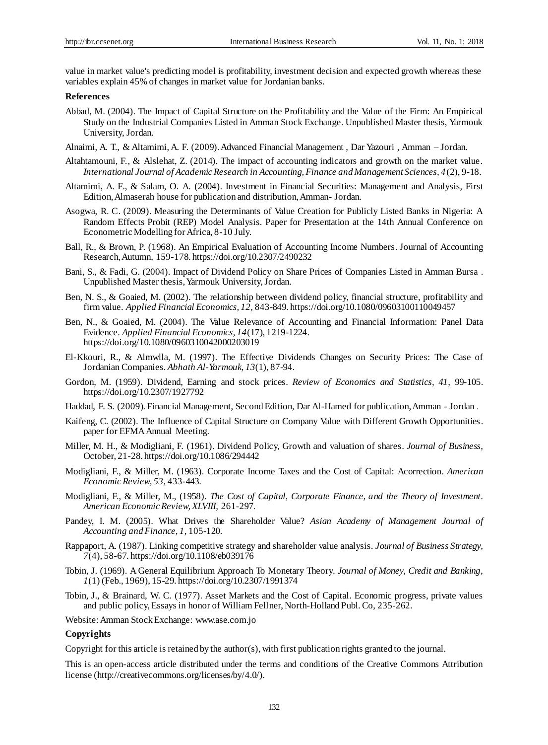value in market value's predicting model is profitability, investment decision and expected growth whereas these variables explain 45% of changes in market value for Jordanian banks.

**References**

Abbad, M. (2004). The Impact of Capital Structure on the Profitability and the Value of the Firm: An Empirical Study on the Industrial Companies Listed in Amman Stock Exchange. Unpublished Master thesis, Yarmouk University, Jordan.

Alnaimi, A. T., & Altamimi, A. F. (2009). Advanced Financial Management , Dar Yazouri , Amman – Jordan.

Altahtamouni, F., & Alslehat, Z. (2014). The impact of accounting indicators and growth on the market value. *International Journal of Academic Research in Accounting, Finance and Management Sciences, 4*(2), 9-18.

Altamimi, A. F., & Salam, O. A. (2004). Investment in Financial Securities: Management and Analysis, First Edition, Almaserah house for publication and distribution, Amman- Jordan.

Asogwa, R. C. (2009). Measuring the Determinants of Value Creation for Publicly Listed Banks in Nigeria: A Random Effects Probit (REP) Model Analysis. Paper for Presentation at the 14th Annual Conference on Econometric Modelling for Africa, 8-10 July.

Ball, R., & Brown, P. (1968). An Empirical Evaluation of Accounting Income Numbers. Journal of Accounting Research, Autumn, 159-178. https://doi.org/10.2307/2490232

Bani, S., & Fadi, G. (2004). Impact of Dividend Policy on Share Prices of Companies Listed in Amman Bursa . Unpublished Master thesis, Yarmouk University, Jordan.

Ben, N. S., & Goaied, M. (2002). The relationship between dividend policy, financial structure, profitability and firm value. *Applied Financial Economics, 12,* 843-849. https://doi.org/10.1080/09603100110049457

Ben, N., & Goaied, M. (2004). The Value Relevance of Accounting and Financial Information: Panel Data Evidence. *Applied Financial Economics, 14*(17), 1219-1224. https://doi.org/10.1080/0960310042000203019

El-Kkouri, R., & Almwlla, M. (1997). The Effective Dividends Changes on Security Prices: The Case of Jordanian Companies. *Abhath Al-Yarmouk, 13*(1), 87-94.

Gordon, M. (1959). Dividend, Earning and stock prices. *Review of Economics and Statistics, 41,* 99-105. https://doi.org/10.2307/1927792

Haddad, F. S. (2009). Financial Management, Second Edition, Dar Al-Hamed for publication, Amman - Jordan .

Kaifeng, C. (2002). The Influence of Capital Structure on Company Value with Different Growth Opportunities. paper for EFMA Annual Meeting.

Miller, M. H., & Modigliani, F. (1961). Dividend Policy, Growth and valuation of shares. *Journal of Business,* October, 21-28. https://doi.org/10.1086/294442

Modigliani, F., & Miller, M. (1963). Corporate Income Taxes and the Cost of Capital: Acorrection. *American Economic Review, 53,* 433-443.

Modigliani, F., & Miller, M., (1958). *The Cost of Capital, Corporate Finance, and the Theory of Investment. American Economic Review, XLVIII,* 261-297.

Pandey, I. M. (2005). What Drives the Shareholder Value? *Asian Academy of Management Journal of Accounting and Finance, 1,* 105-120.

Rappaport, A. (1987). Linking competitive strategy and shareholder value analysis. *Journal of Business Strategy, 7*(4), 58-67. https://doi.org/10.1108/eb039176

Tobin, J. (1969). A General Equilibrium Approach To Monetary Theory. *Journal of Money, Credit and Banking, 1*(1) (Feb., 1969), 15-29. https://doi.org/10.2307/1991374

Tobin, J., & Brainard, W. C. (1977). Asset Markets and the Cost of Capital. Economic progress, private values and public policy, Essays in honor of William Fellner, North-Holland Publ. Co, 235-262.

Website: Amman Stock Exchange: www.ase.com.jo

**Copyrights**

Copyright for this article is retained by the author(s), with first publication rights granted to the journal.

This is an open-access article distributed under the terms and conditions of the Creative Commons Attribution license (http://creativecommons.org/licenses/by/4.0/).